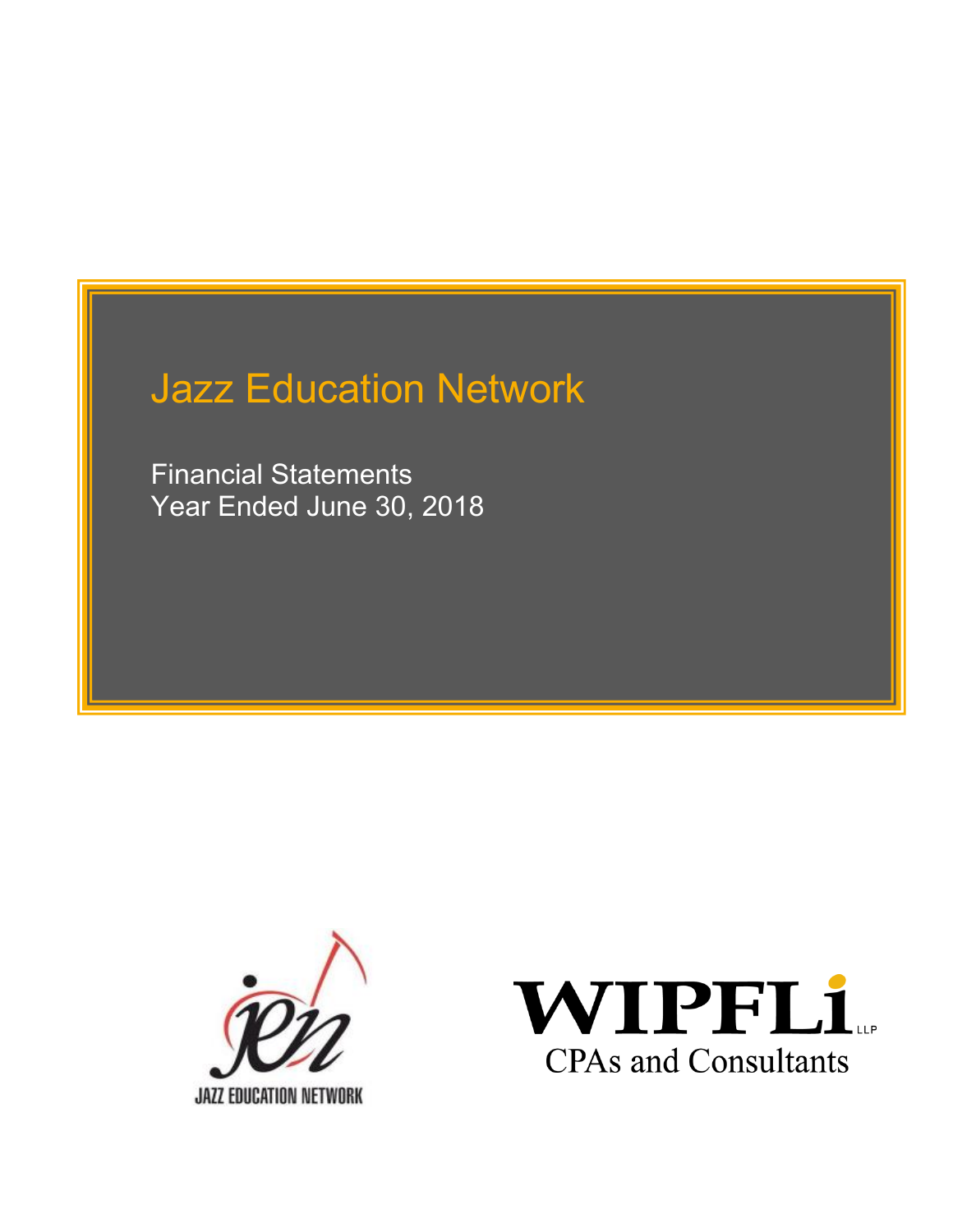# Jazz Education Network

Financial Statements
Year Ended June 30, 2018

JAZZ EDUCATION NETWORK

WIPFLi LLP
CPAs and Consultants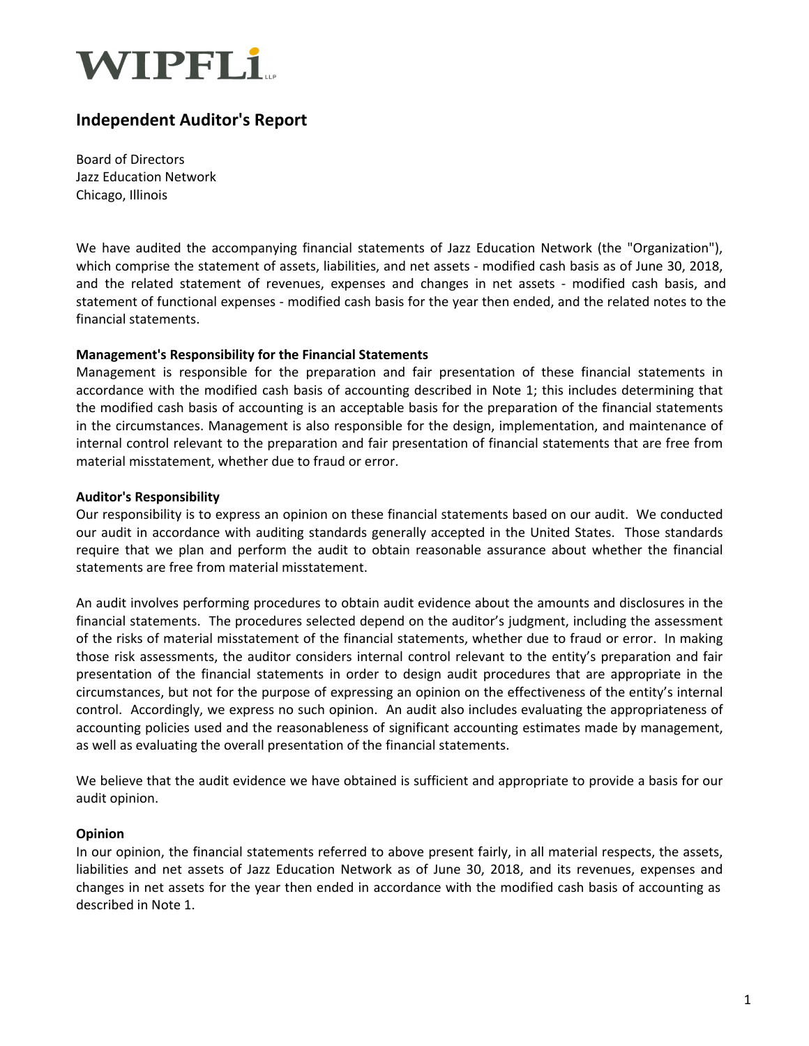WIPFLi LLP

# Independent Auditor's Report

Board of Directors
Jazz Education Network
Chicago, Illinois

We have audited the accompanying financial statements of Jazz Education Network (the "Organization"), which comprise the statement of assets, liabilities, and net assets - modified cash basis as of June 30, 2018, and the related statement of revenues, expenses and changes in net assets - modified cash basis, and statement of functional expenses - modified cash basis for the year then ended, and the related notes to the financial statements.

**Management's Responsibility for the Financial Statements**
Management is responsible for the preparation and fair presentation of these financial statements in accordance with the modified cash basis of accounting described in Note 1; this includes determining that the modified cash basis of accounting is an acceptable basis for the preparation of the financial statements in the circumstances. Management is also responsible for the design, implementation, and maintenance of internal control relevant to the preparation and fair presentation of financial statements that are free from material misstatement, whether due to fraud or error.

**Auditor's Responsibility**
Our responsibility is to express an opinion on these financial statements based on our audit. We conducted our audit in accordance with auditing standards generally accepted in the United States. Those standards require that we plan and perform the audit to obtain reasonable assurance about whether the financial statements are free from material misstatement.

An audit involves performing procedures to obtain audit evidence about the amounts and disclosures in the financial statements. The procedures selected depend on the auditor's judgment, including the assessment of the risks of material misstatement of the financial statements, whether due to fraud or error. In making those risk assessments, the auditor considers internal control relevant to the entity's preparation and fair presentation of the financial statements in order to design audit procedures that are appropriate in the circumstances, but not for the purpose of expressing an opinion on the effectiveness of the entity's internal control. Accordingly, we express no such opinion. An audit also includes evaluating the appropriateness of accounting policies used and the reasonableness of significant accounting estimates made by management, as well as evaluating the overall presentation of the financial statements.

We believe that the audit evidence we have obtained is sufficient and appropriate to provide a basis for our audit opinion.

**Opinion**
In our opinion, the financial statements referred to above present fairly, in all material respects, the assets, liabilities and net assets of Jazz Education Network as of June 30, 2018, and its revenues, expenses and changes in net assets for the year then ended in accordance with the modified cash basis of accounting as described in Note 1.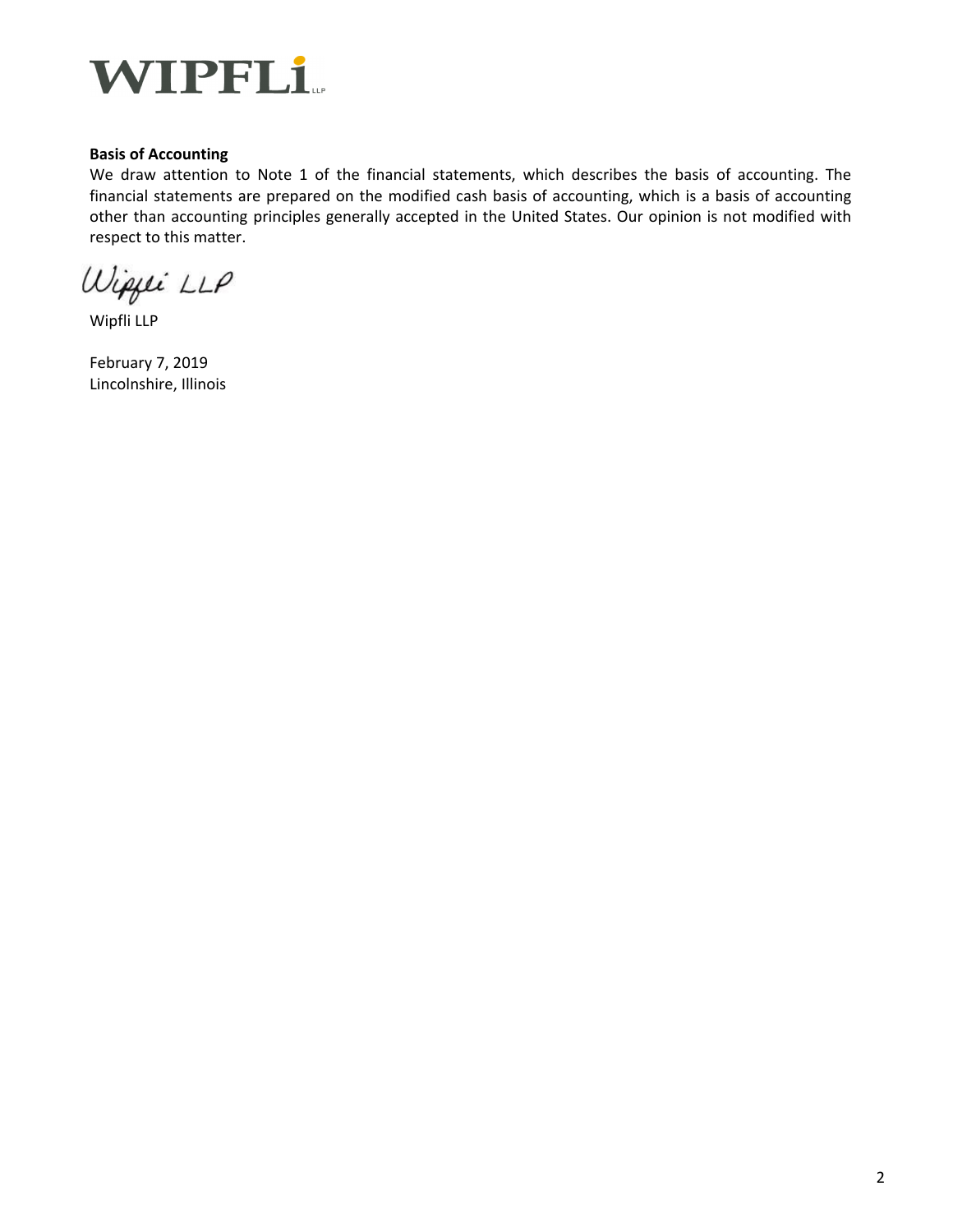**Basis of Accounting**

We draw attention to Note 1 of the financial statements, which describes the basis of accounting. The financial statements are prepared on the modified cash basis of accounting, which is a basis of accounting other than accounting principles generally accepted in the United States. Our opinion is not modified with respect to this matter.

Wipfli LLP

Wipfli LLP

February 7, 2019
Lincolnshire, Illinois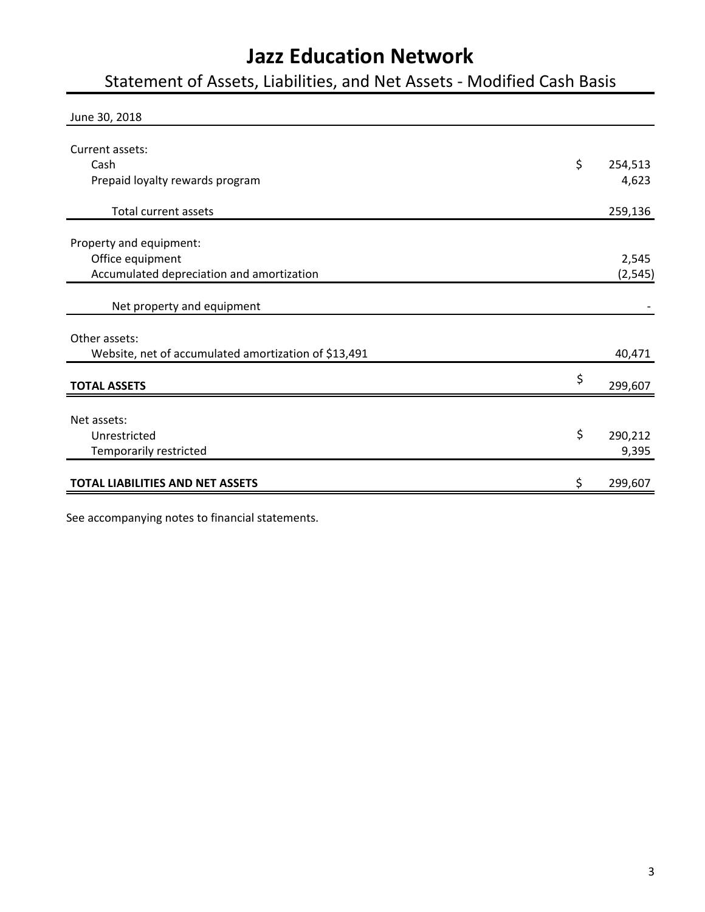# Jazz Education Network

## Statement of Assets, Liabilities, and Net Assets - Modified Cash Basis

| June 30, 2018 | | |
|---|---|---|
| Current assets: | | |
| Cash | $ | 254,513 |
| Prepaid loyalty rewards program | | 4,623 |
| Total current assets | | 259,136 |
| Property and equipment: | | |
| Office equipment | | 2,545 |
| Accumulated depreciation and amortization | | (2,545) |
| Net property and equipment | | - |
| Other assets: | | |
| Website, net of accumulated amortization of $13,491 | | 40,471 |
| **TOTAL ASSETS** | $ | 299,607 |
| Net assets: | | |
| Unrestricted | $ | 290,212 |
| Temporarily restricted | | 9,395 |
| **TOTAL LIABILITIES AND NET ASSETS** | $ | 299,607 |

See accompanying notes to financial statements.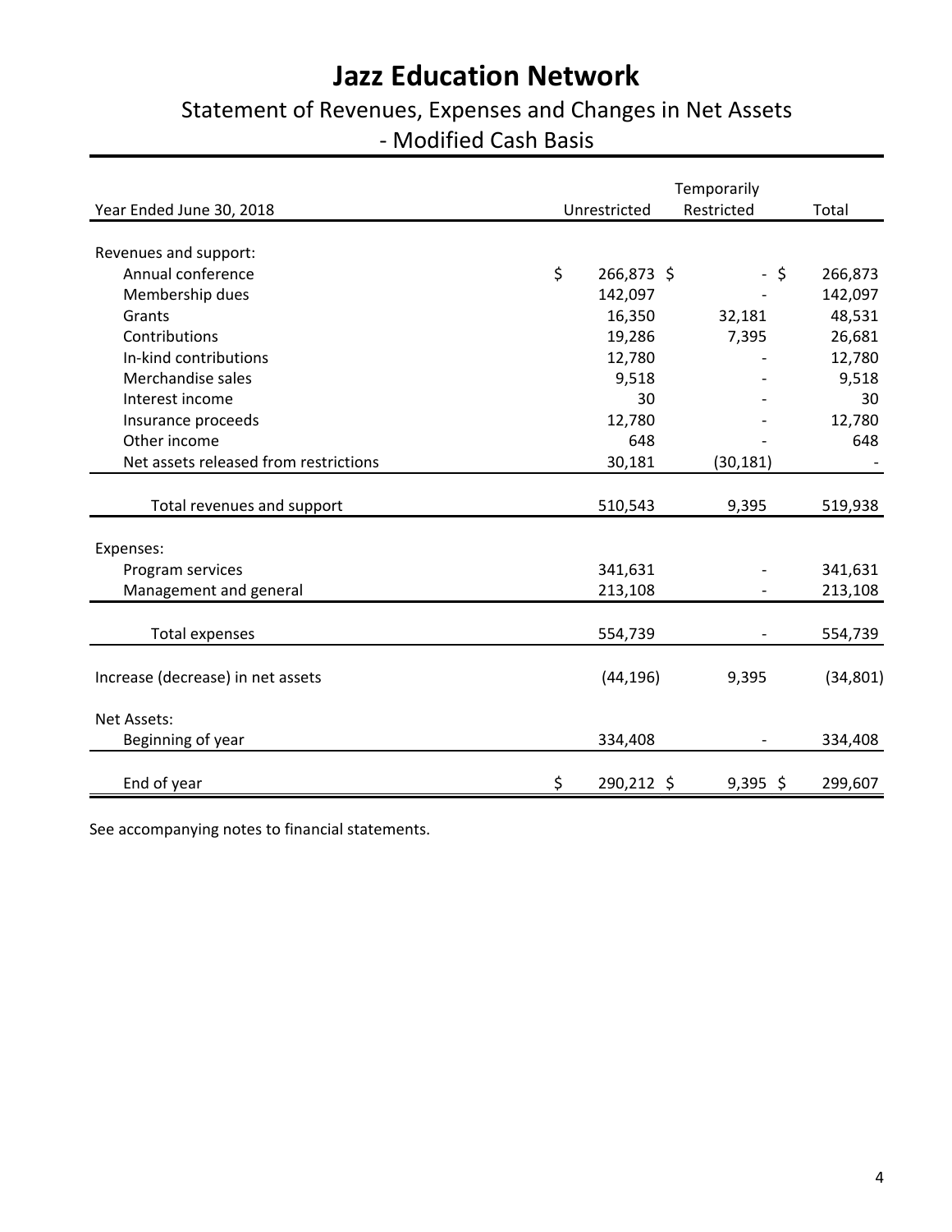# Jazz Education Network

## Statement of Revenues, Expenses and Changes in Net Assets - Modified Cash Basis

| Year Ended June 30, 2018 | Unrestricted | Temporarily Restricted | Total |
|---|---|---|---|
| Revenues and support: | | | |
| Annual conference | $ 266,873 | $ - | $ 266,873 |
| Membership dues | 142,097 | - | 142,097 |
| Grants | 16,350 | 32,181 | 48,531 |
| Contributions | 19,286 | 7,395 | 26,681 |
| In-kind contributions | 12,780 | - | 12,780 |
| Merchandise sales | 9,518 | - | 9,518 |
| Interest income | 30 | - | 30 |
| Insurance proceeds | 12,780 | - | 12,780 |
| Other income | 648 | - | 648 |
| Net assets released from restrictions | 30,181 | (30,181) | - |
| Total revenues and support | 510,543 | 9,395 | 519,938 |
| Expenses: | | | |
| Program services | 341,631 | - | 341,631 |
| Management and general | 213,108 | - | 213,108 |
| Total expenses | 554,739 | - | 554,739 |
| Increase (decrease) in net assets | (44,196) | 9,395 | (34,801) |
| Net Assets: | | | |
| Beginning of year | 334,408 | - | 334,408 |
| End of year | $ 290,212 | $ 9,395 | $ 299,607 |

See accompanying notes to financial statements.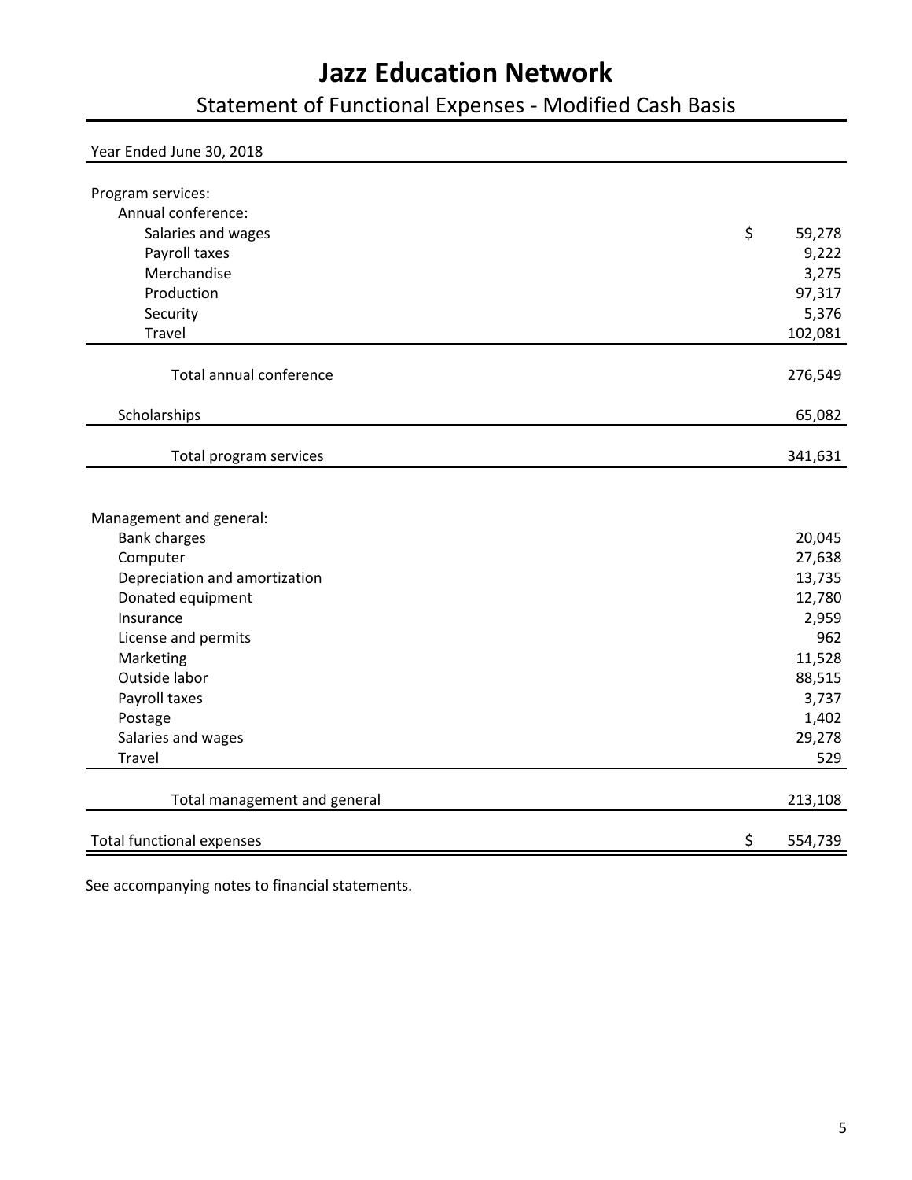# Jazz Education Network

## Statement of Functional Expenses - Modified Cash Basis

| Year Ended June 30, 2018 | |
|---|---|
| **Program services:** | |
| Annual conference: | |
| Salaries and wages | $ 59,278 |
| Payroll taxes | 9,222 |
| Merchandise | 3,275 |
| Production | 97,317 |
| Security | 5,376 |
| Travel | 102,081 |
| Total annual conference | 276,549 |
| Scholarships | 65,082 |
| Total program services | 341,631 |
| **Management and general:** | |
| Bank charges | 20,045 |
| Computer | 27,638 |
| Depreciation and amortization | 13,735 |
| Donated equipment | 12,780 |
| Insurance | 2,959 |
| License and permits | 962 |
| Marketing | 11,528 |
| Outside labor | 88,515 |
| Payroll taxes | 3,737 |
| Postage | 1,402 |
| Salaries and wages | 29,278 |
| Travel | 529 |
| Total management and general | 213,108 |
| Total functional expenses | $ 554,739 |

See accompanying notes to financial statements.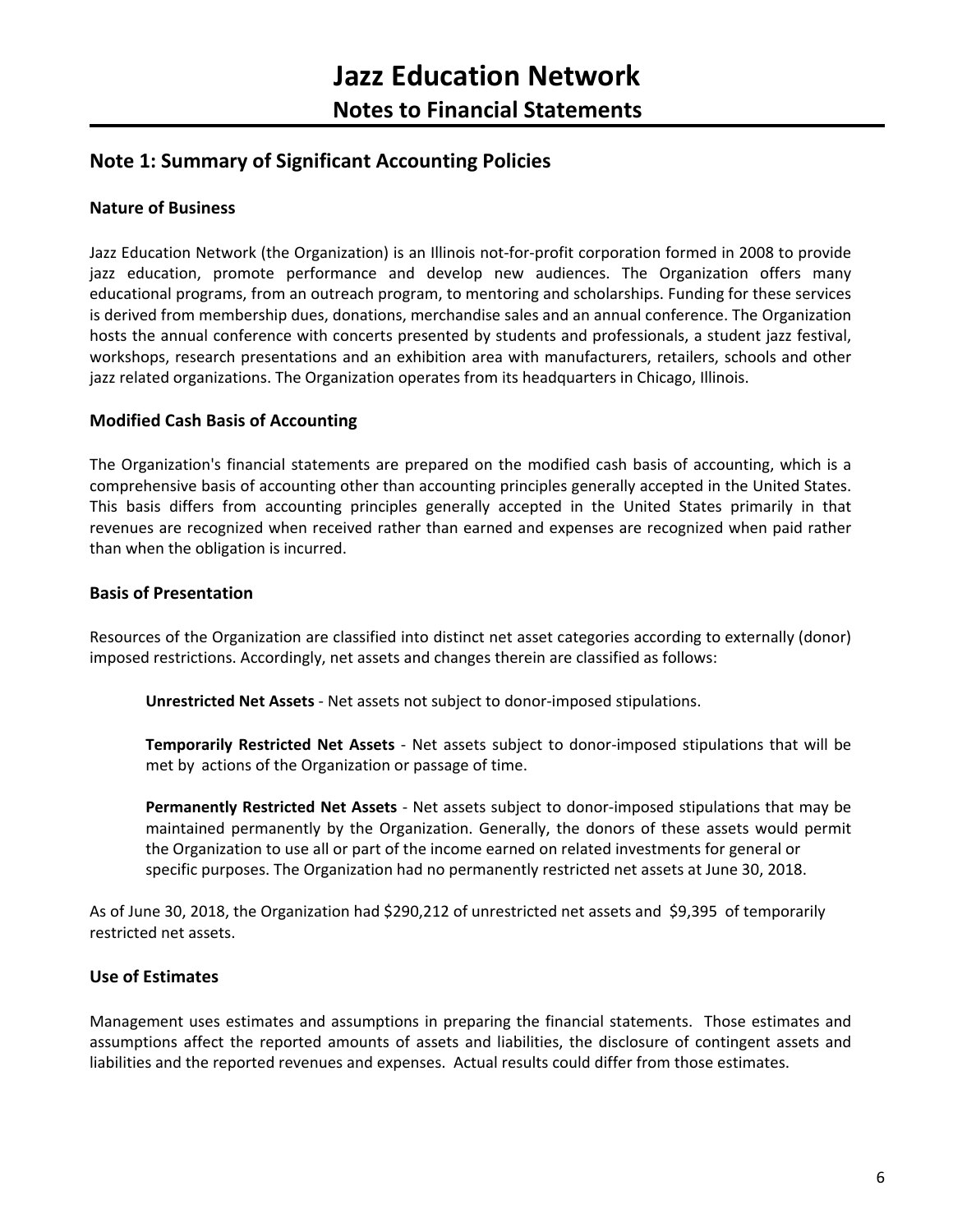# Jazz Education Network

## Notes to Financial Statements

## Note 1: Summary of Significant Accounting Policies

### Nature of Business

Jazz Education Network (the Organization) is an Illinois not-for-profit corporation formed in 2008 to provide jazz education, promote performance and develop new audiences. The Organization offers many educational programs, from an outreach program, to mentoring and scholarships. Funding for these services is derived from membership dues, donations, merchandise sales and an annual conference. The Organization hosts the annual conference with concerts presented by students and professionals, a student jazz festival, workshops, research presentations and an exhibition area with manufacturers, retailers, schools and other jazz related organizations. The Organization operates from its headquarters in Chicago, Illinois.

### Modified Cash Basis of Accounting

The Organization's financial statements are prepared on the modified cash basis of accounting, which is a comprehensive basis of accounting other than accounting principles generally accepted in the United States. This basis differs from accounting principles generally accepted in the United States primarily in that revenues are recognized when received rather than earned and expenses are recognized when paid rather than when the obligation is incurred.

### Basis of Presentation

Resources of the Organization are classified into distinct net asset categories according to externally (donor) imposed restrictions. Accordingly, net assets and changes therein are classified as follows:

**Unrestricted Net Assets** - Net assets not subject to donor-imposed stipulations.

**Temporarily Restricted Net Assets** - Net assets subject to donor-imposed stipulations that will be met by actions of the Organization or passage of time.

**Permanently Restricted Net Assets** - Net assets subject to donor-imposed stipulations that may be maintained permanently by the Organization. Generally, the donors of these assets would permit the Organization to use all or part of the income earned on related investments for general or specific purposes. The Organization had no permanently restricted net assets at June 30, 2018.

As of June 30, 2018, the Organization had $290,212 of unrestricted net assets and $9,395 of temporarily restricted net assets.

### Use of Estimates

Management uses estimates and assumptions in preparing the financial statements. Those estimates and assumptions affect the reported amounts of assets and liabilities, the disclosure of contingent assets and liabilities and the reported revenues and expenses. Actual results could differ from those estimates.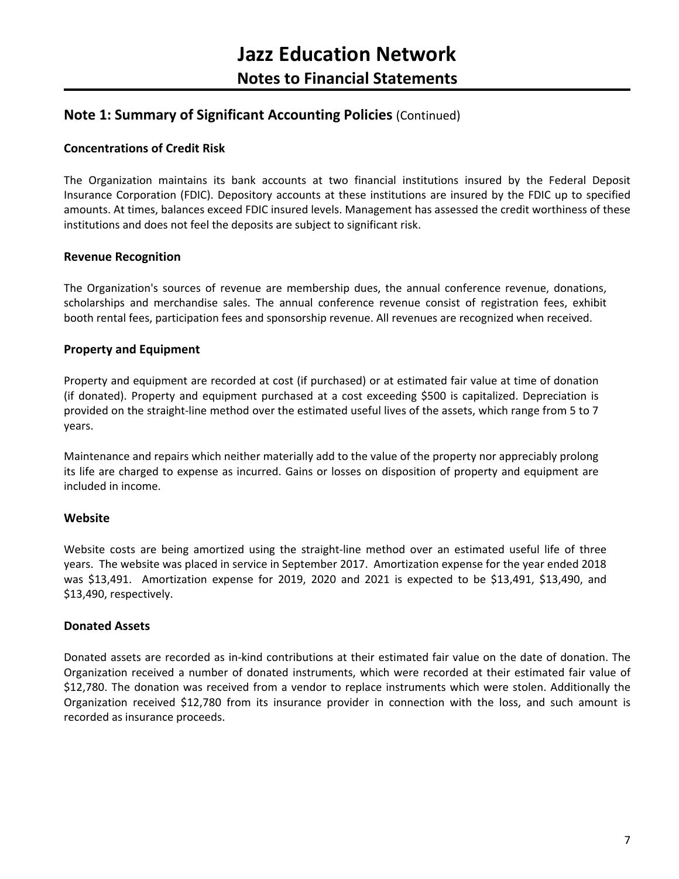# Jazz Education Network

## Notes to Financial Statements

## Note 1: Summary of Significant Accounting Policies (Continued)

### Concentrations of Credit Risk

The Organization maintains its bank accounts at two financial institutions insured by the Federal Deposit Insurance Corporation (FDIC). Depository accounts at these institutions are insured by the FDIC up to specified amounts. At times, balances exceed FDIC insured levels. Management has assessed the credit worthiness of these institutions and does not feel the deposits are subject to significant risk.

### Revenue Recognition

The Organization's sources of revenue are membership dues, the annual conference revenue, donations, scholarships and merchandise sales. The annual conference revenue consist of registration fees, exhibit booth rental fees, participation fees and sponsorship revenue. All revenues are recognized when received.

### Property and Equipment

Property and equipment are recorded at cost (if purchased) or at estimated fair value at time of donation (if donated). Property and equipment purchased at a cost exceeding $500 is capitalized. Depreciation is provided on the straight-line method over the estimated useful lives of the assets, which range from 5 to 7 years.

Maintenance and repairs which neither materially add to the value of the property nor appreciably prolong its life are charged to expense as incurred. Gains or losses on disposition of property and equipment are included in income.

### Website

Website costs are being amortized using the straight-line method over an estimated useful life of three years. The website was placed in service in September 2017. Amortization expense for the year ended 2018 was $13,491. Amortization expense for 2019, 2020 and 2021 is expected to be $13,491, $13,490, and $13,490, respectively.

### Donated Assets

Donated assets are recorded as in-kind contributions at their estimated fair value on the date of donation. The Organization received a number of donated instruments, which were recorded at their estimated fair value of $12,780. The donation was received from a vendor to replace instruments which were stolen. Additionally the Organization received $12,780 from its insurance provider in connection with the loss, and such amount is recorded as insurance proceeds.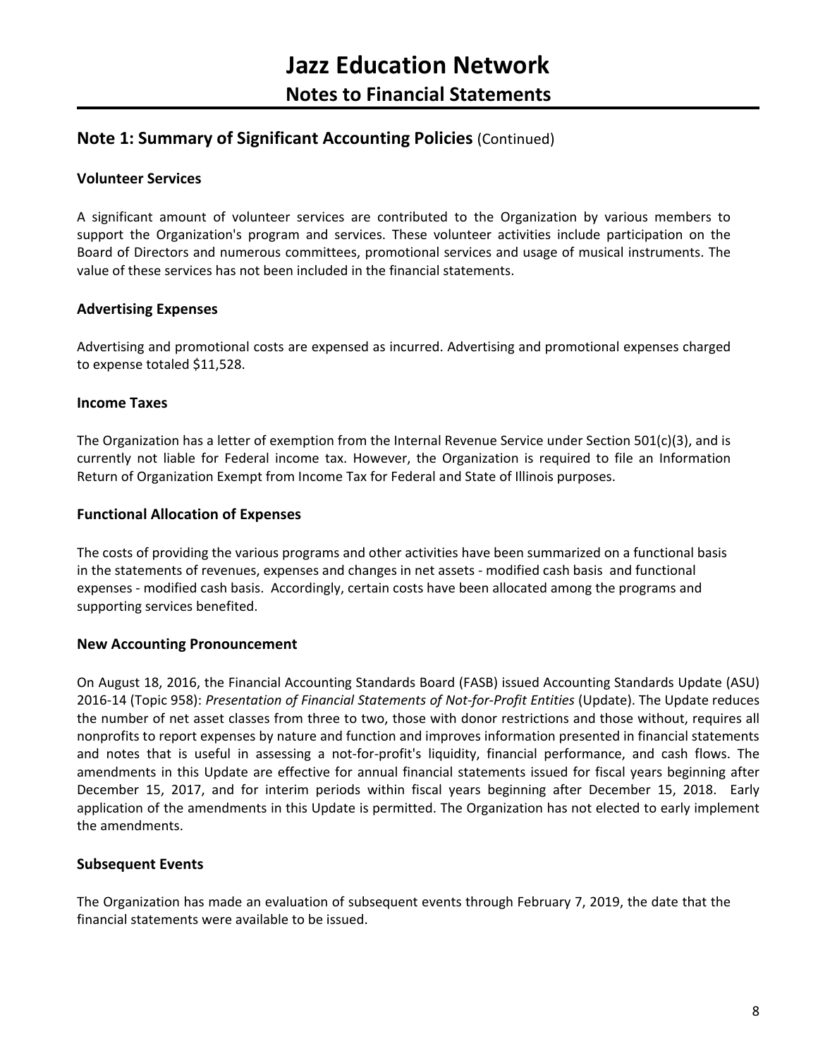# Jazz Education Network

## Notes to Financial Statements

### Note 1: Summary of Significant Accounting Policies (Continued)

#### Volunteer Services

A significant amount of volunteer services are contributed to the Organization by various members to support the Organization's program and services. These volunteer activities include participation on the Board of Directors and numerous committees, promotional services and usage of musical instruments. The value of these services has not been included in the financial statements.

#### Advertising Expenses

Advertising and promotional costs are expensed as incurred. Advertising and promotional expenses charged to expense totaled $11,528.

#### Income Taxes

The Organization has a letter of exemption from the Internal Revenue Service under Section 501(c)(3), and is currently not liable for Federal income tax. However, the Organization is required to file an Information Return of Organization Exempt from Income Tax for Federal and State of Illinois purposes.

#### Functional Allocation of Expenses

The costs of providing the various programs and other activities have been summarized on a functional basis in the statements of revenues, expenses and changes in net assets - modified cash basis and functional expenses - modified cash basis. Accordingly, certain costs have been allocated among the programs and supporting services benefited.

#### New Accounting Pronouncement

On August 18, 2016, the Financial Accounting Standards Board (FASB) issued Accounting Standards Update (ASU) 2016-14 (Topic 958): *Presentation of Financial Statements of Not-for-Profit Entities* (Update). The Update reduces the number of net asset classes from three to two, those with donor restrictions and those without, requires all nonprofits to report expenses by nature and function and improves information presented in financial statements and notes that is useful in assessing a not-for-profit's liquidity, financial performance, and cash flows. The amendments in this Update are effective for annual financial statements issued for fiscal years beginning after December 15, 2017, and for interim periods within fiscal years beginning after December 15, 2018. Early application of the amendments in this Update is permitted. The Organization has not elected to early implement the amendments.

#### Subsequent Events

The Organization has made an evaluation of subsequent events through February 7, 2019, the date that the financial statements were available to be issued.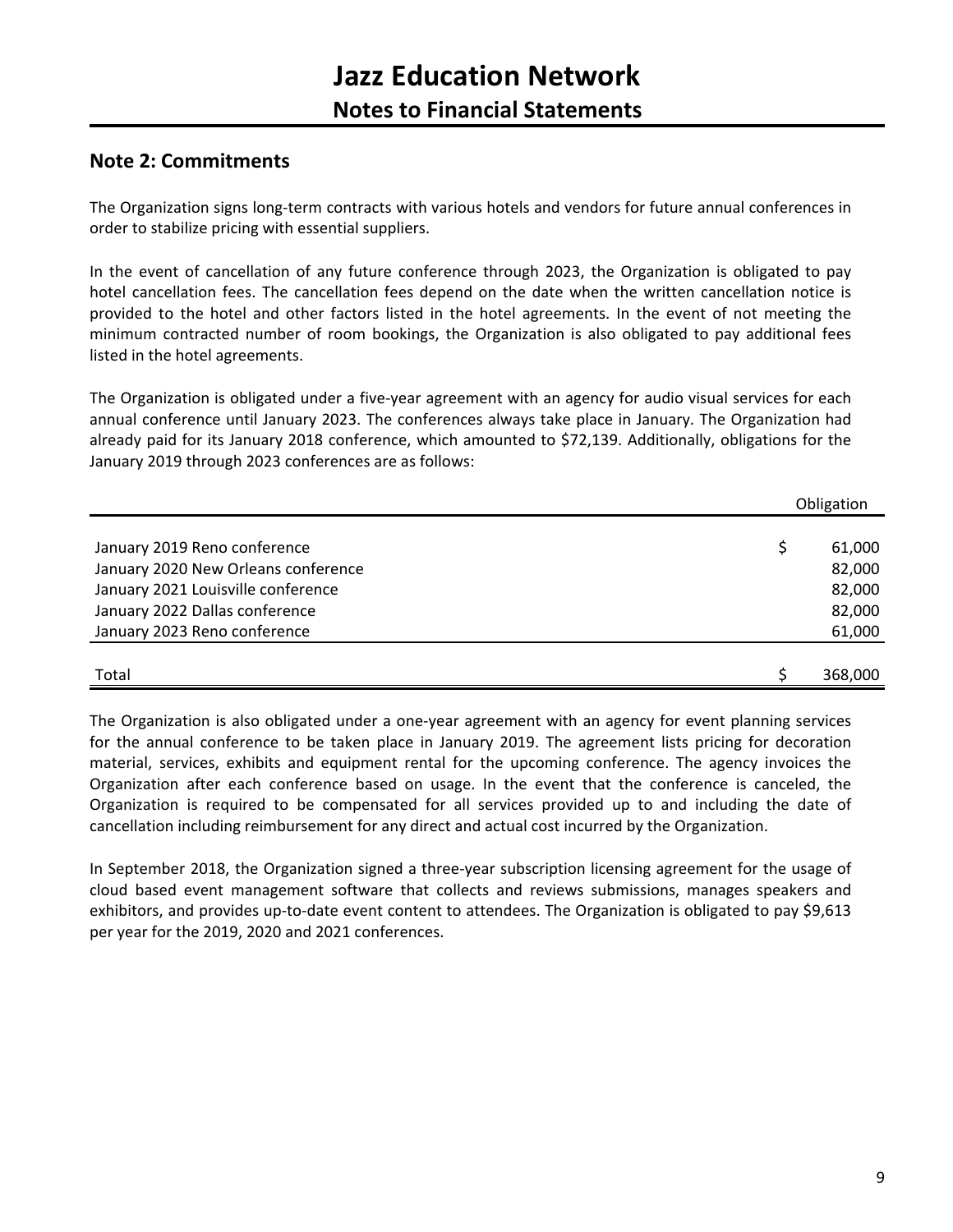# Jazz Education Network

## Notes to Financial Statements

## Note 2: Commitments

The Organization signs long-term contracts with various hotels and vendors for future annual conferences in order to stabilize pricing with essential suppliers.

In the event of cancellation of any future conference through 2023, the Organization is obligated to pay hotel cancellation fees. The cancellation fees depend on the date when the written cancellation notice is provided to the hotel and other factors listed in the hotel agreements. In the event of not meeting the minimum contracted number of room bookings, the Organization is also obligated to pay additional fees listed in the hotel agreements.

The Organization is obligated under a five-year agreement with an agency for audio visual services for each annual conference until January 2023. The conferences always take place in January. The Organization had already paid for its January 2018 conference, which amounted to $72,139. Additionally, obligations for the January 2019 through 2023 conferences are as follows:

| | Obligation |
|---|---|
| January 2019 Reno conference | $ 61,000 |
| January 2020 New Orleans conference | 82,000 |
| January 2021 Louisville conference | 82,000 |
| January 2022 Dallas conference | 82,000 |
| January 2023 Reno conference | 61,000 |
| Total | $ 368,000 |

The Organization is also obligated under a one-year agreement with an agency for event planning services for the annual conference to be taken place in January 2019. The agreement lists pricing for decoration material, services, exhibits and equipment rental for the upcoming conference. The agency invoices the Organization after each conference based on usage. In the event that the conference is canceled, the Organization is required to be compensated for all services provided up to and including the date of cancellation including reimbursement for any direct and actual cost incurred by the Organization.

In September 2018, the Organization signed a three-year subscription licensing agreement for the usage of cloud based event management software that collects and reviews submissions, manages speakers and exhibitors, and provides up-to-date event content to attendees. The Organization is obligated to pay $9,613 per year for the 2019, 2020 and 2021 conferences.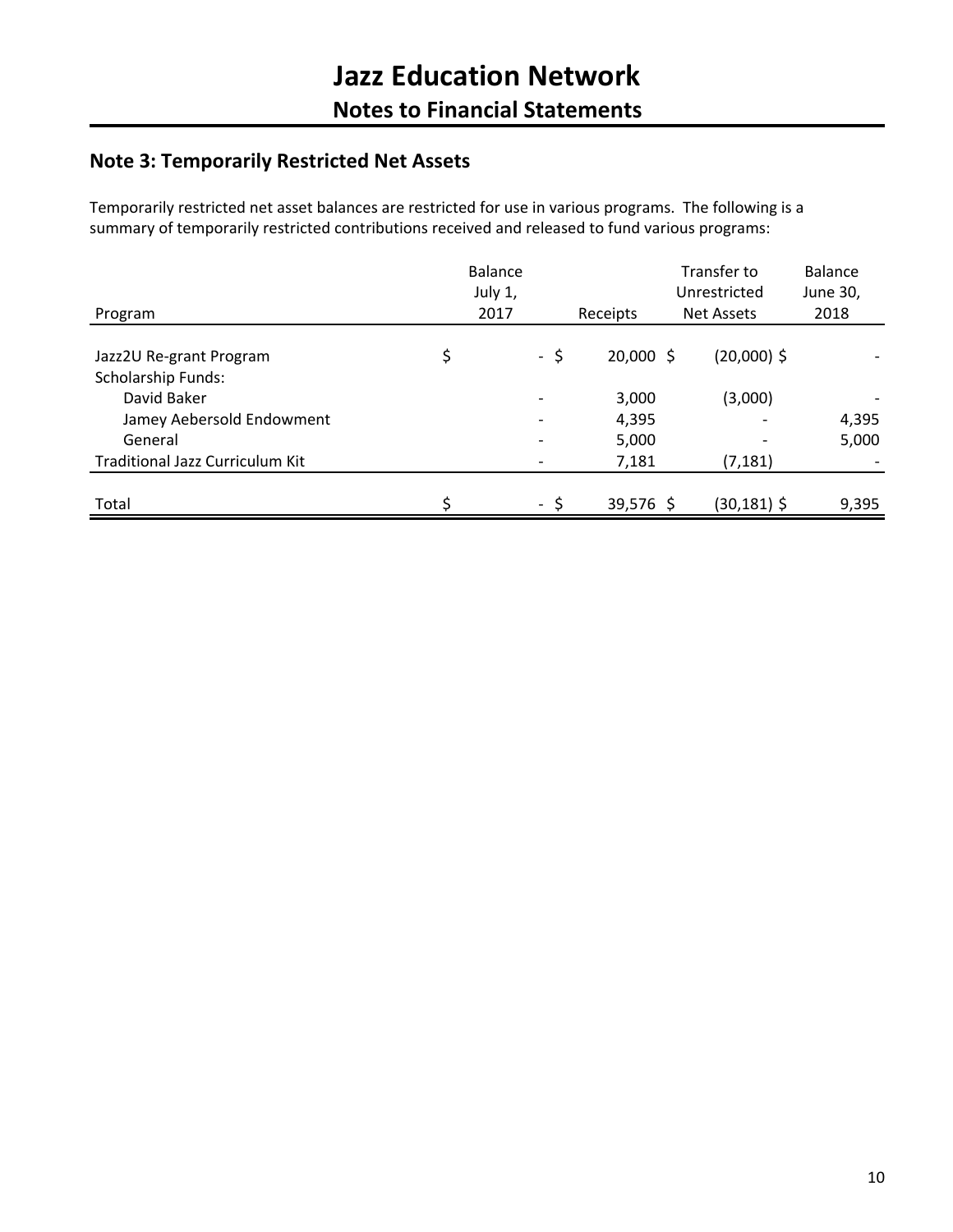# Jazz Education Network

## Notes to Financial Statements

### Note 3: Temporarily Restricted Net Assets

Temporarily restricted net asset balances are restricted for use in various programs. The following is a summary of temporarily restricted contributions received and released to fund various programs:

| Program | Balance July 1, 2017 | Receipts | Transfer to Unrestricted Net Assets | Balance June 30, 2018 |
|---|---|---|---|---|
| Jazz2U Re-grant Program | $ - | $ 20,000 | $ (20,000) | $ - |
| Scholarship Funds: | | | | |
| David Baker | - | 3,000 | (3,000) | - |
| Jamey Aebersold Endowment | - | 4,395 | - | 4,395 |
| General | - | 5,000 | - | 5,000 |
| Traditional Jazz Curriculum Kit | - | 7,181 | (7,181) | - |
| Total | $ - | $ 39,576 | $ (30,181) | $ 9,395 |